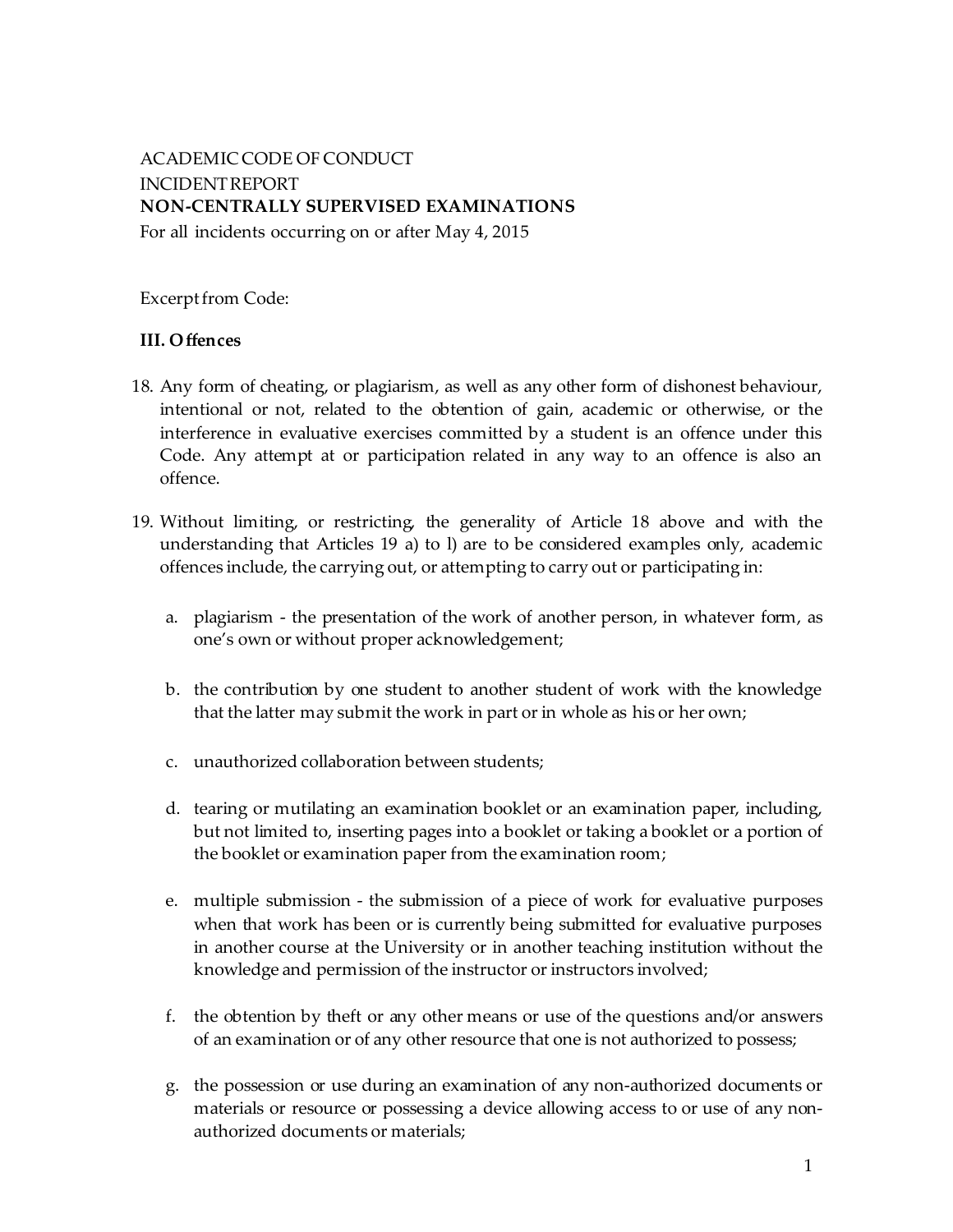ACADEMIC CODE OF CONDUCT

INCIDENT REPORT

**NON-CENTRALLY SUPERVISED EXAMINATIONS**

For all incidents occurring on or after May 4, 2015

Excerpt from Code:

**III. Offences**

18. Any form of cheating, or plagiarism, as well as any other form of dishonest behaviour, intentional or not, related to the obtention of gain, academic or otherwise, or the interference in evaluative exercises committed by a student is an offence under this Code. Any attempt at or participation related in any way to an offence is also an offence.

19. Without limiting, or restricting, the generality of Article 18 above and with the understanding that Articles 19 a) to l) are to be considered examples only, academic offences include, the carrying out, or attempting to carry out or participating in:

    a. plagiarism - the presentation of the work of another person, in whatever form, as one's own or without proper acknowledgement;

    b. the contribution by one student to another student of work with the knowledge that the latter may submit the work in part or in whole as his or her own;

    c. unauthorized collaboration between students;

    d. tearing or mutilating an examination booklet or an examination paper, including, but not limited to, inserting pages into a booklet or taking a booklet or a portion of the booklet or examination paper from the examination room;

    e. multiple submission - the submission of a piece of work for evaluative purposes when that work has been or is currently being submitted for evaluative purposes in another course at the University or in another teaching institution without the knowledge and permission of the instructor or instructors involved;

    f. the obtention by theft or any other means or use of the questions and/or answers of an examination or of any other resource that one is not authorized to possess;

    g. the possession or use during an examination of any non-authorized documents or materials or resource or possessing a device allowing access to or use of any non-authorized documents or materials;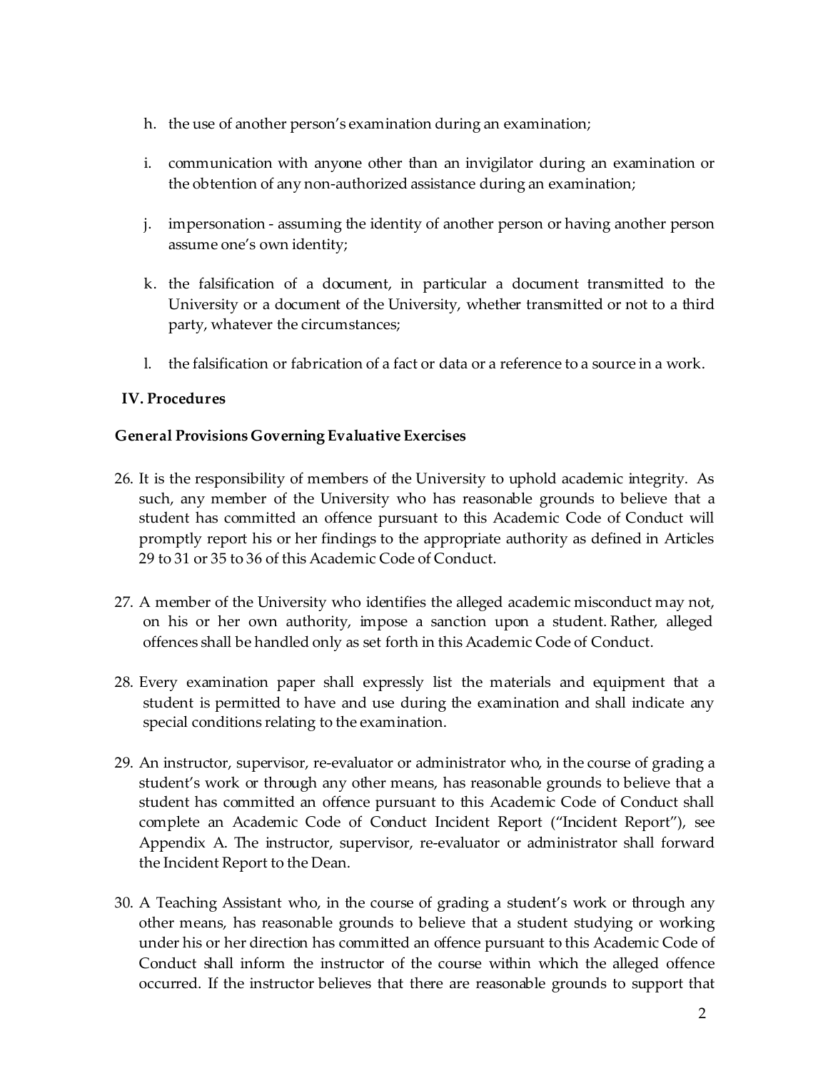h. the use of another person's examination during an examination;

i. communication with anyone other than an invigilator during an examination or the obtention of any non-authorized assistance during an examination;

j. impersonation - assuming the identity of another person or having another person assume one's own identity;

k. the falsification of a document, in particular a document transmitted to the University or a document of the University, whether transmitted or not to a third party, whatever the circumstances;

l. the falsification or fabrication of a fact or data or a reference to a source in a work.

## IV. Procedures

### General Provisions Governing Evaluative Exercises

26. It is the responsibility of members of the University to uphold academic integrity. As such, any member of the University who has reasonable grounds to believe that a student has committed an offence pursuant to this Academic Code of Conduct will promptly report his or her findings to the appropriate authority as defined in Articles 29 to 31 or 35 to 36 of this Academic Code of Conduct.

27. A member of the University who identifies the alleged academic misconduct may not, on his or her own authority, impose a sanction upon a student. Rather, alleged offences shall be handled only as set forth in this Academic Code of Conduct.

28. Every examination paper shall expressly list the materials and equipment that a student is permitted to have and use during the examination and shall indicate any special conditions relating to the examination.

29. An instructor, supervisor, re-evaluator or administrator who, in the course of grading a student's work or through any other means, has reasonable grounds to believe that a student has committed an offence pursuant to this Academic Code of Conduct shall complete an Academic Code of Conduct Incident Report ("Incident Report"), see Appendix A. The instructor, supervisor, re-evaluator or administrator shall forward the Incident Report to the Dean.

30. A Teaching Assistant who, in the course of grading a student's work or through any other means, has reasonable grounds to believe that a student studying or working under his or her direction has committed an offence pursuant to this Academic Code of Conduct shall inform the instructor of the course within which the alleged offence occurred. If the instructor believes that there are reasonable grounds to support that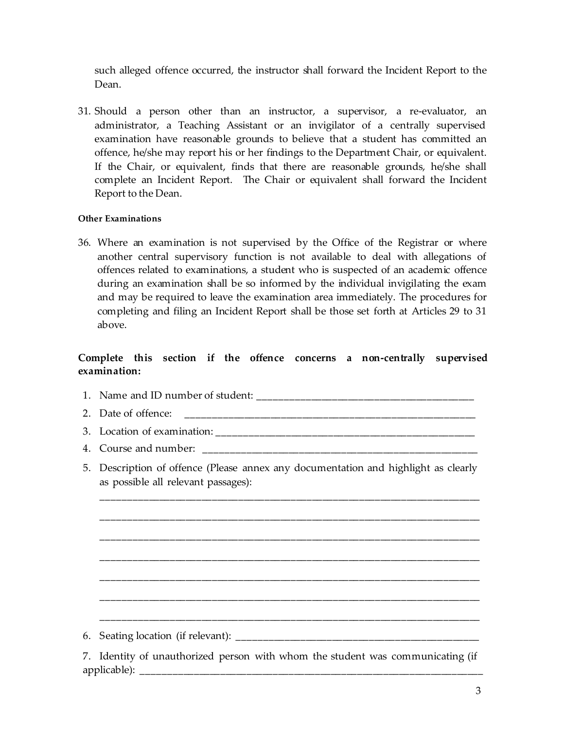such alleged offence occurred, the instructor shall forward the Incident Report to the Dean.

31. Should a person other than an instructor, a supervisor, a re-evaluator, an administrator, a Teaching Assistant or an invigilator of a centrally supervised examination have reasonable grounds to believe that a student has committed an offence, he/she may report his or her findings to the Department Chair, or equivalent. If the Chair, or equivalent, finds that there are reasonable grounds, he/she shall complete an Incident Report. The Chair or equivalent shall forward the Incident Report to the Dean.

#### Other Examinations

36. Where an examination is not supervised by the Office of the Registrar or where another central supervisory function is not available to deal with allegations of offences related to examinations, a student who is suspected of an academic offence during an examination shall be so informed by the individual invigilating the exam and may be required to leave the examination area immediately. The procedures for completing and filing an Incident Report shall be those set forth at Articles 29 to 31 above.

**Complete this section if the offence concerns a non-centrally supervised examination:**

1. Name and ID number of student: ___________________________________________
2. Date of offence: ___________________________________________________________
3. Location of examination: ____________________________________________________
4. Course and number: _________________________________________________________
5. Description of offence (Please annex any documentation and highlight as clearly as possible all relevant passages):

   ____________________________________________________________________________

   ____________________________________________________________________________

   ____________________________________________________________________________

   ____________________________________________________________________________

   ____________________________________________________________________________

   ____________________________________________________________________________

   ____________________________________________________________________________

6. Seating location (if relevant): _______________________________________________
7. Identity of unauthorized person with whom the student was communicating (if applicable): ___________________________________________________________________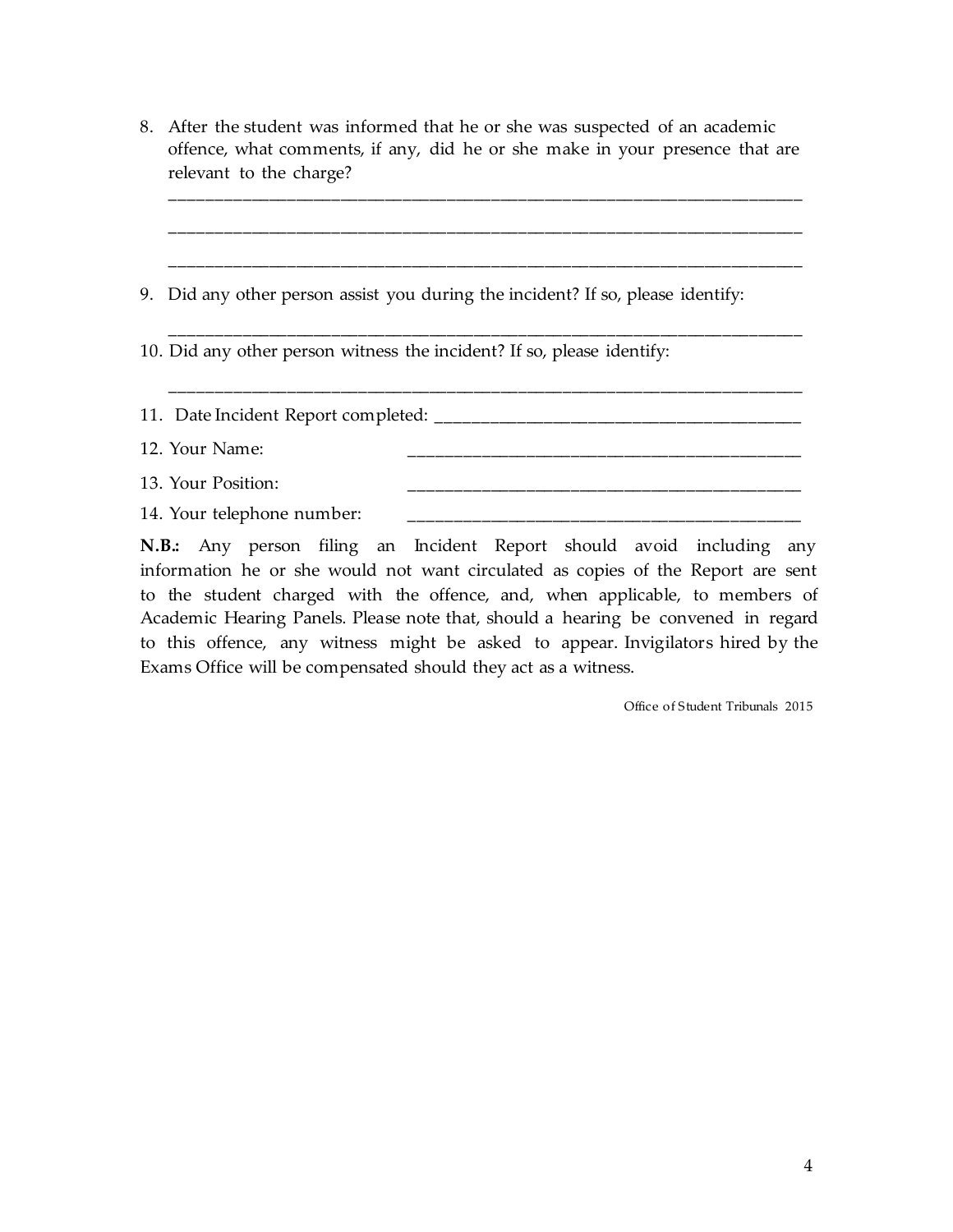8. After the student was informed that he or she was suspected of an academic offence, what comments, if any, did he or she make in your presence that are relevant to the charge?

   ___________________________________________________________________________

   ___________________________________________________________________________

   ___________________________________________________________________________

9. Did any other person assist you during the incident? If so, please identify:

   ___________________________________________________________________________

10. Did any other person witness the incident? If so, please identify:

    ___________________________________________________________________________

11. Date Incident Report completed: ___________________________________________

12. Your Name: ___________________________________________

13. Your Position: ___________________________________________

14. Your telephone number: ___________________________________________

**N.B.:** Any person filing an Incident Report should avoid including any information he or she would not want circulated as copies of the Report are sent to the student charged with the offence, and, when applicable, to members of Academic Hearing Panels. Please note that, should a hearing be convened in regard to this offence, any witness might be asked to appear. Invigilators hired by the Exams Office will be compensated should they act as a witness.

Office of Student Tribunals 2015